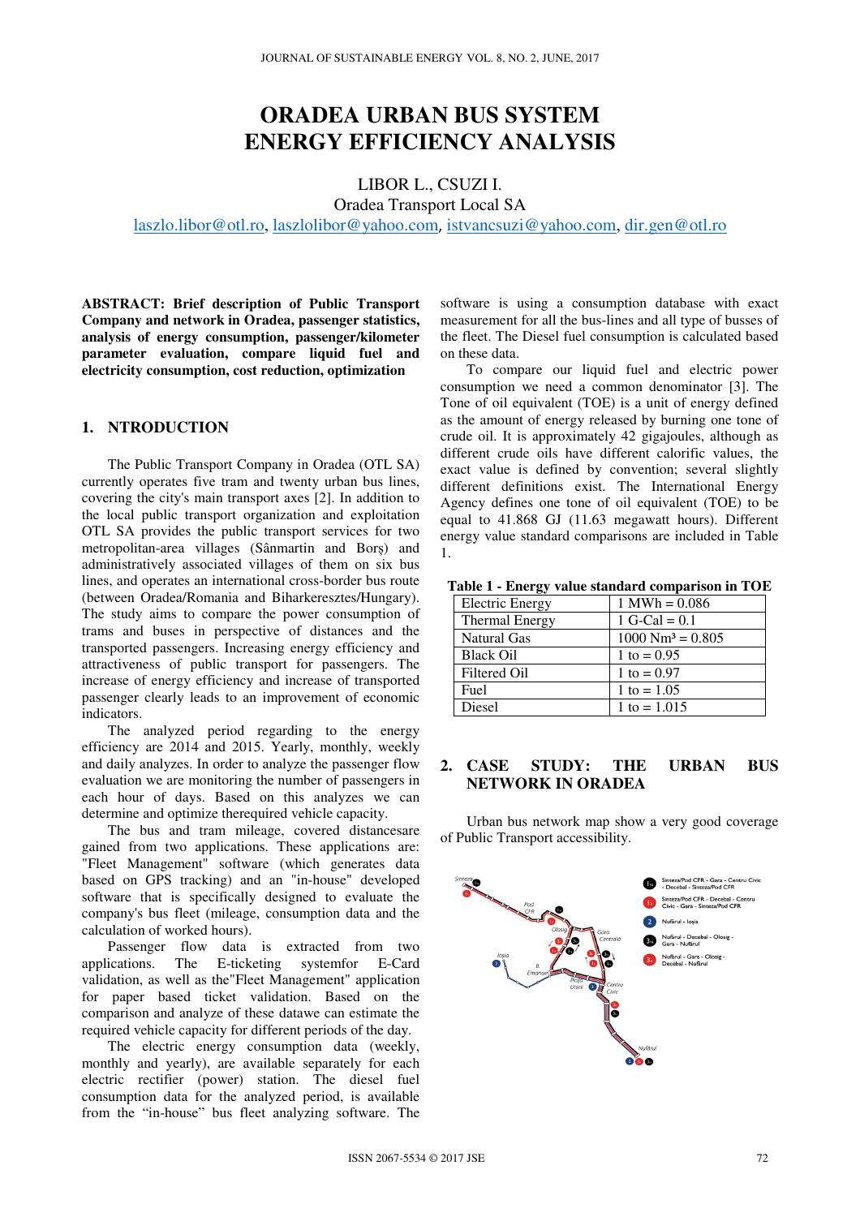# ORADEA URBAN BUS SYSTEM ENERGY EFFICIENCY ANALYSIS

LIBOR L., CSUZI I.
Oradea Transport Local SA
laszlo.libor@otl.ro, laszlolibor@yahoo.com, istvancsuzi@yahoo.com, dir.gen@otl.ro

**ABSTRACT: Brief description of Public Transport Company and network in Oradea, passenger statistics, analysis of energy consumption, passenger/kilometer parameter evaluation, compare liquid fuel and electricity consumption, cost reduction, optimization**

## 1. NTRODUCTION

The Public Transport Company in Oradea (OTL SA) currently operates five tram and twenty urban bus lines, covering the city's main transport axes [2]. In addition to the local public transport organization and exploitation OTL SA provides the public transport services for two metropolitan-area villages (Sânmartin and Borș) and administratively associated villages of them on six bus lines, and operates an international cross-border bus route (between Oradea/Romania and Biharkeresztes/Hungary). The study aims to compare the power consumption of trams and buses in perspective of distances and the transported passengers. Increasing energy efficiency and attractiveness of public transport for passengers. The increase of energy efficiency and increase of transported passenger clearly leads to an improvement of economic indicators.

The analyzed period regarding to the energy efficiency are 2014 and 2015. Yearly, monthly, weekly and daily analyzes. In order to analyze the passenger flow evaluation we are monitoring the number of passengers in each hour of days. Based on this analyzes we can determine and optimize therequired vehicle capacity.

The bus and tram mileage, covered distancesare gained from two applications. These applications are: "Fleet Management" software (which generates data based on GPS tracking) and an "in-house" developed software that is specifically designed to evaluate the company's bus fleet (mileage, consumption data and the calculation of worked hours).

Passenger flow data is extracted from two applications. The E-ticketing systemfor E-Card validation, as well as the"Fleet Management" application for paper based ticket validation. Based on the comparison and analyze of these datawe can estimate the required vehicle capacity for different periods of the day.

The electric energy consumption data (weekly, monthly and yearly), are available separately for each electric rectifier (power) station. The diesel fuel consumption data for the analyzed period, is available from the "in-house" bus fleet analyzing software. The software is using a consumption database with exact measurement for all the bus-lines and all type of busses of the fleet. The Diesel fuel consumption is calculated based on these data.

To compare our liquid fuel and electric power consumption we need a common denominator [3]. The Tone of oil equivalent (TOE) is a unit of energy defined as the amount of energy released by burning one tone of crude oil. It is approximately 42 gigajoules, although as different crude oils have different calorific values, the exact value is defined by convention; several slightly different definitions exist. The International Energy Agency defines one tone of oil equivalent (TOE) to be equal to 41.868 GJ (11.63 megawatt hours). Different energy value standard comparisons are included in Table 1.

**Table 1 - Energy value standard comparison in TOE**

| | |
|---|---|
| Electric Energy | 1 MWh = 0.086 |
| Thermal Energy | 1 G-Cal = 0.1 |
| Natural Gas | 1000 Nm³ = 0.805 |
| Black Oil | 1 to = 0.95 |
| Filtered Oil | 1 to = 0.97 |
| Fuel | 1 to = 1.05 |
| Diesel | 1 to = 1.015 |

## 2. CASE STUDY: THE URBAN BUS NETWORK IN ORADEA

Urban bus network map show a very good coverage of Public Transport accessibility.

Sinteza
Pod CFR
Oloșig
Gara Centrală
Ioșia
B. Emanuel
Piața Unirii
Centru Civic
Nufărul

1N Sinteza/Pod CFR - Gara - Centru Civic - Decebal - Sinteza/Pod CFR
1R Sinteza/Pod CFR - Decebal - Centru Civic - Gara - Sinteza/Pod CFR
2 Nufărul - Ioșia
3N Nufărul - Decebal - Oloșig - Gara - Nufărul
3R Nufărul - Gara - Oloșig - Decebal - Nufărul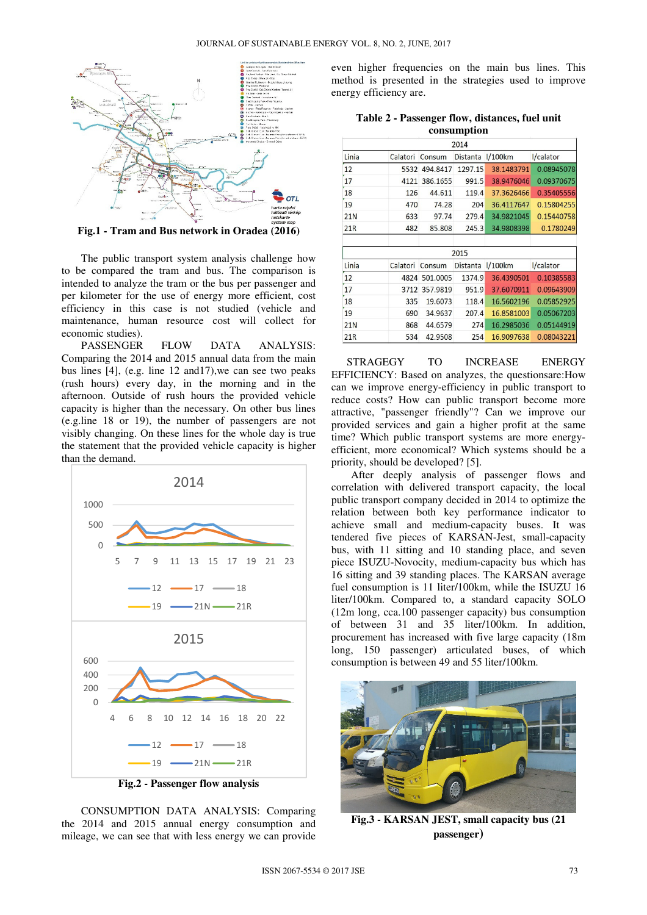Fig.1 - Tram and Bus network in Oradea (2016)

The public transport system analysis challenge how to be compared the tram and bus. The comparison is intended to analyze the tram or the bus per passenger and per kilometer for the use of energy more efficient, cost efficiency in this case is not studied (vehicle and maintenance, human resource cost will collect for economic studies).

PASSENGER FLOW DATA ANALYSIS: Comparing the 2014 and 2015 annual data from the main bus lines [4], (e.g. line 12 and17),we can see two peaks (rush hours) every day, in the morning and in the afternoon. Outside of rush hours the provided vehicle capacity is higher than the necessary. On other bus lines (e.g.line 18 or 19), the number of passengers are not visibly changing. On these lines for the whole day is true the statement that the provided vehicle capacity is higher than the demand.

2014

1000
500
0

5 7 9 11 13 15 17 19 21 23

12 17 18
19 21N 21R

2015

600
400
200
0

4 6 8 10 12 14 16 18 20 22

12 17 18
19 21N 21R

Fig.2 - Passenger flow analysis

CONSUMPTION DATA ANALYSIS: Comparing the 2014 and 2015 annual energy consumption and mileage, we can see that with less energy we can provide even higher frequencies on the main bus lines. This method is presented in the strategies used to improve energy efficiency are.

**Table 2 - Passenger flow, distances, fuel unit consumption**

| 2014 | | | | | |
|---|---|---|---|---|---|
| Linia | Calatori | Consum | Distanta | l/100km | l/calator |
| 12 | 5532 | 494.8417 | 1297.15 | 38.1483791 | 0.08945078 |
| 17 | 4121 | 386.1655 | 991.5 | 38.9476046 | 0.09370675 |
| 18 | 126 | 44.611 | 119.4 | 37.3626466 | 0.35405556 |
| 19 | 470 | 74.28 | 204 | 36.4117647 | 0.15804255 |
| 21N | 633 | 97.74 | 279.4 | 34.9821045 | 0.15440758 |
| 21R | 482 | 85.808 | 245.3 | 34.9808398 | 0.1780249 |
| | | | | | |
| 2015 | | | | | |
| Linia | Calatori | Consum | Distanta | l/100km | l/calator |
| 12 | 4824 | 501.0005 | 1374.9 | 36.4390501 | 0.10385583 |
| 17 | 3712 | 357.9819 | 951.9 | 37.6070911 | 0.09643909 |
| 18 | 335 | 19.6073 | 118.4 | 16.5602196 | 0.05852925 |
| 19 | 690 | 34.9637 | 207.4 | 16.8581003 | 0.05067203 |
| 21N | 868 | 44.6579 | 274 | 16.2985036 | 0.05144919 |
| 21R | 534 | 42.9508 | 254 | 16.9097638 | 0.08043221 |

STRAGEGY TO INCREASE ENERGY EFFICIENCY: Based on analyzes, the questionsare:How can we improve energy-efficiency in public transport to reduce costs? How can public transport become more attractive, "passenger friendly"? Can we improve our provided services and gain a higher profit at the same time? Which public transport systems are more energy-efficient, more economical? Which systems should be a priority, should be developed? [5].

After deeply analysis of passenger flows and correlation with delivered transport capacity, the local public transport company decided in 2014 to optimize the relation between both key performance indicator to achieve small and medium-capacity buses. It was tendered five pieces of KARSAN-Jest, small-capacity bus, with 11 sitting and 10 standing place, and seven piece ISUZU-Novocity, medium-capacity bus which has 16 sitting and 39 standing places. The KARSAN average fuel consumption is 11 liter/100km, while the ISUZU 16 liter/100km. Compared to, a standard capacity SOLO (12m long, cca.100 passenger capacity) bus consumption of between 31 and 35 liter/100km. In addition, procurement has increased with five large capacity (18m long, 150 passenger) articulated buses, of which consumption is between 49 and 55 liter/100km.

Fig.3 - KARSAN JEST, small capacity bus (21 passenger)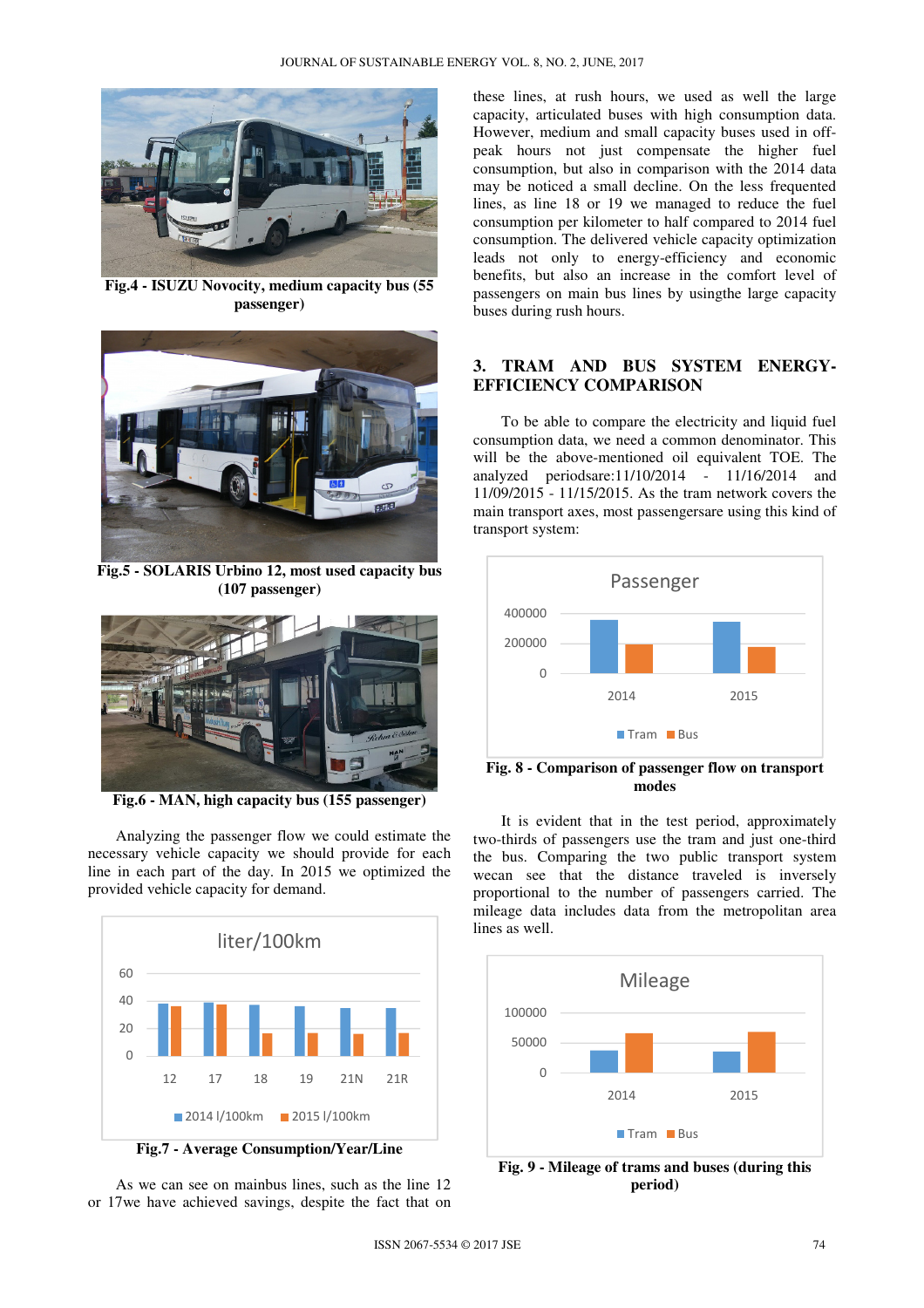Fig.4 - ISUZU Novocity, medium capacity bus (55 passenger)

Fig.5 - SOLARIS Urbino 12, most used capacity bus (107 passenger)

Fig.6 - MAN, high capacity bus (155 passenger)

Analyzing the passenger flow we could estimate the necessary vehicle capacity we should provide for each line in each part of the day. In 2015 we optimized the provided vehicle capacity for demand.

liter/100km

60
40
20
0

12 17 18 19 21N 21R

2014 l/100km 2015 l/100km

Fig.7 - Average Consumption/Year/Line

As we can see on mainbus lines, such as the line 12 or 17we have achieved savings, despite the fact that on these lines, at rush hours, we used as well the large capacity, articulated buses with high consumption data. However, medium and small capacity buses used in off-peak hours not just compensate the higher fuel consumption, but also in comparison with the 2014 data may be noticed a small decline. On the less frequented lines, as line 18 or 19 we managed to reduce the fuel consumption per kilometer to half compared to 2014 fuel consumption. The delivered vehicle capacity optimization leads not only to energy-efficiency and economic benefits, but also an increase in the comfort level of passengers on main bus lines by usingthe large capacity buses during rush hours.

## 3. TRAM AND BUS SYSTEM ENERGY-EFFICIENCY COMPARISON

To be able to compare the electricity and liquid fuel consumption data, we need a common denominator. This will be the above-mentioned oil equivalent TOE. The analyzed periodsare:11/10/2014 - 11/16/2014 and 11/09/2015 - 11/15/2015. As the tram network covers the main transport axes, most passengersare using this kind of transport system:

Passenger

400000
200000
0

2014 2015

Tram Bus

Fig. 8 - Comparison of passenger flow on transport modes

It is evident that in the test period, approximately two-thirds of passengers use the tram and just one-third the bus. Comparing the two public transport system wecan see that the distance traveled is inversely proportional to the number of passengers carried. The mileage data includes data from the metropolitan area lines as well.

Mileage

100000
50000
0

2014 2015

Tram Bus

Fig. 9 - Mileage of trams and buses (during this period)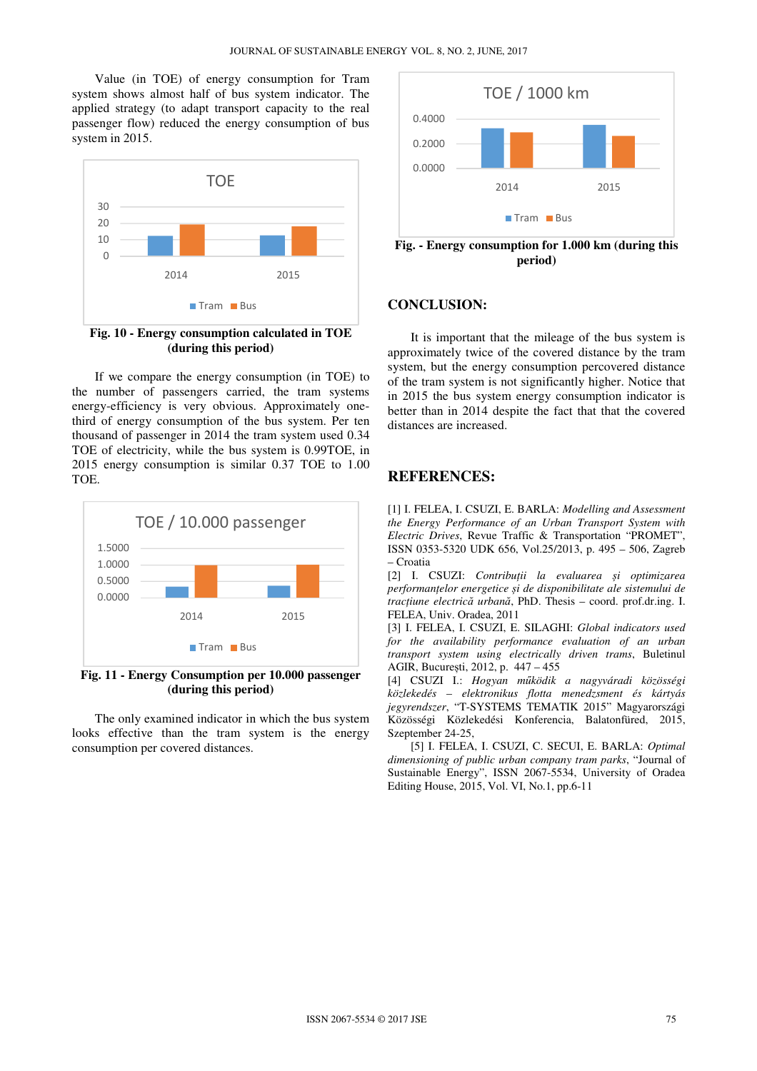Value (in TOE) of energy consumption for Tram system shows almost half of bus system indicator. The applied strategy (to adapt transport capacity to the real passenger flow) reduced the energy consumption of bus system in 2015.

TOE

30
20
10
0

2014
2015

Tram Bus

**Fig. 10 - Energy consumption calculated in TOE (during this period)**

If we compare the energy consumption (in TOE) to the number of passengers carried, the tram systems energy-efficiency is very obvious. Approximately one-third of energy consumption of the bus system. Per ten thousand of passenger in 2014 the tram system used 0.34 TOE of electricity, while the bus system is 0.99TOE, in 2015 energy consumption is similar 0.37 TOE to 1.00 TOE.

TOE / 10.000 passenger

1.5000
1.0000
0.5000
0.0000

2014
2015

Tram Bus

**Fig. 11 - Energy Consumption per 10.000 passenger (during this period)**

The only examined indicator in which the bus system looks effective than the tram system is the energy consumption per covered distances.

TOE / 1000 km

0.4000
0.2000
0.0000

2014
2015

Tram Bus

**Fig. - Energy consumption for 1.000 km (during this period)**

## CONCLUSION:

It is important that the mileage of the bus system is approximately twice of the covered distance by the tram system, but the energy consumption percovered distance of the tram system is not significantly higher. Notice that in 2015 the bus system energy consumption indicator is better than in 2014 despite the fact that that the covered distances are increased.

## REFERENCES:

[1] I. FELEA, I. CSUZI, E. BARLA: *Modelling and Assessment the Energy Performance of an Urban Transport System with Electric Drives*, Revue Traffic & Transportation "PROMET", ISSN 0353-5320 UDK 656, Vol.25/2013, p. 495 – 506, Zagreb – Croatia

[2] I. CSUZI: *Contribuții la evaluarea și optimizarea performanțelor energetice și de disponibilitate ale sistemului de tracțiune electrică urbană*, PhD. Thesis – coord. prof.dr.ing. I. FELEA, Univ. Oradea, 2011

[3] I. FELEA, I. CSUZI, E. SILAGHI: *Global indicators used for the availability performance evaluation of an urban transport system using electrically driven trams*, Buletinul AGIR, București, 2012, p. 447 – 455

[4] CSUZI I.: *Hogyan működik a nagyváradi közösségi közlekedés – elektronikus flotta menedzsment és kártyás jegyrendszer*, "T-SYSTEMS TEMATIK 2015" Magyarországi Közösségi Közlekedési Konferencia, Balatonfüred, 2015, Szeptember 24-25,

[5] I. FELEA, I. CSUZI, C. SECUI, E. BARLA: *Optimal dimensioning of public urban company tram parks*, "Journal of Sustainable Energy", ISSN 2067-5534, University of Oradea Editing House, 2015, Vol. VI, No.1, pp.6-11